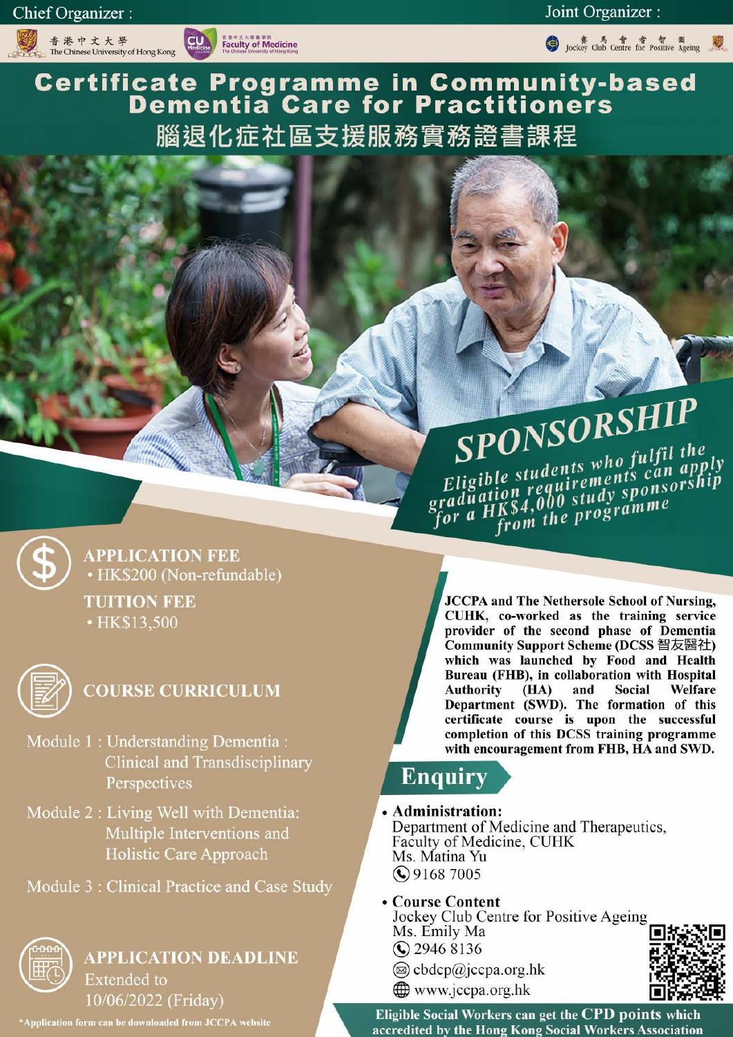Chief Organizer :

香港中文大學 The Chinese University of Hong Kong

香港中文大學醫學院 Faculty of Medicine The Chinese University of Hong Kong

Joint Organizer :

賽馬會耆智園 Jockey Club Centre for Positive Ageing

# Certificate Programme in Community-based Dementia Care for Practitioners

# 腦退化症社區支援服務實務證書課程

## SPONSORSHIP

*Eligible students who fulfil the graduation requirements can apply for a HK$4,000 study sponsorship from the programme*

## APPLICATION FEE

- HK$200 (Non-refundable)

## TUITION FEE

- HK$13,500

## COURSE CURRICULUM

Module 1 : Understanding Dementia : Clinical and Transdisciplinary Perspectives

Module 2 : Living Well with Dementia: Multiple Interventions and Holistic Care Approach

Module 3 : Clinical Practice and Case Study

## APPLICATION DEADLINE

Extended to 10/06/2022 (Friday)

*Application form can be downloaded from JCCPA website

**JCCPA and The Nethersole School of Nursing, CUHK, co-worked as the training service provider of the second phase of Dementia Community Support Scheme (DCSS 智友醫社) which was launched by Food and Health Bureau (FHB), in collaboration with Hospital Authority (HA) and Social Welfare Department (SWD). The formation of this certificate course is upon the successful completion of this DCSS training programme with encouragement from FHB, HA and SWD.**

## Enquiry

- **Administration:**
  Department of Medicine and Therapeutics, Faculty of Medicine, CUHK
  Ms. Matina Yu
  9168 7005
- **Course Content**
  Jockey Club Centre for Positive Ageing
  Ms. Emily Ma
  2946 8136
  cbdcp@jccpa.org.hk
  www.jccpa.org.hk

**Eligible Social Workers can get the CPD points which accredited by the Hong Kong Social Workers Association**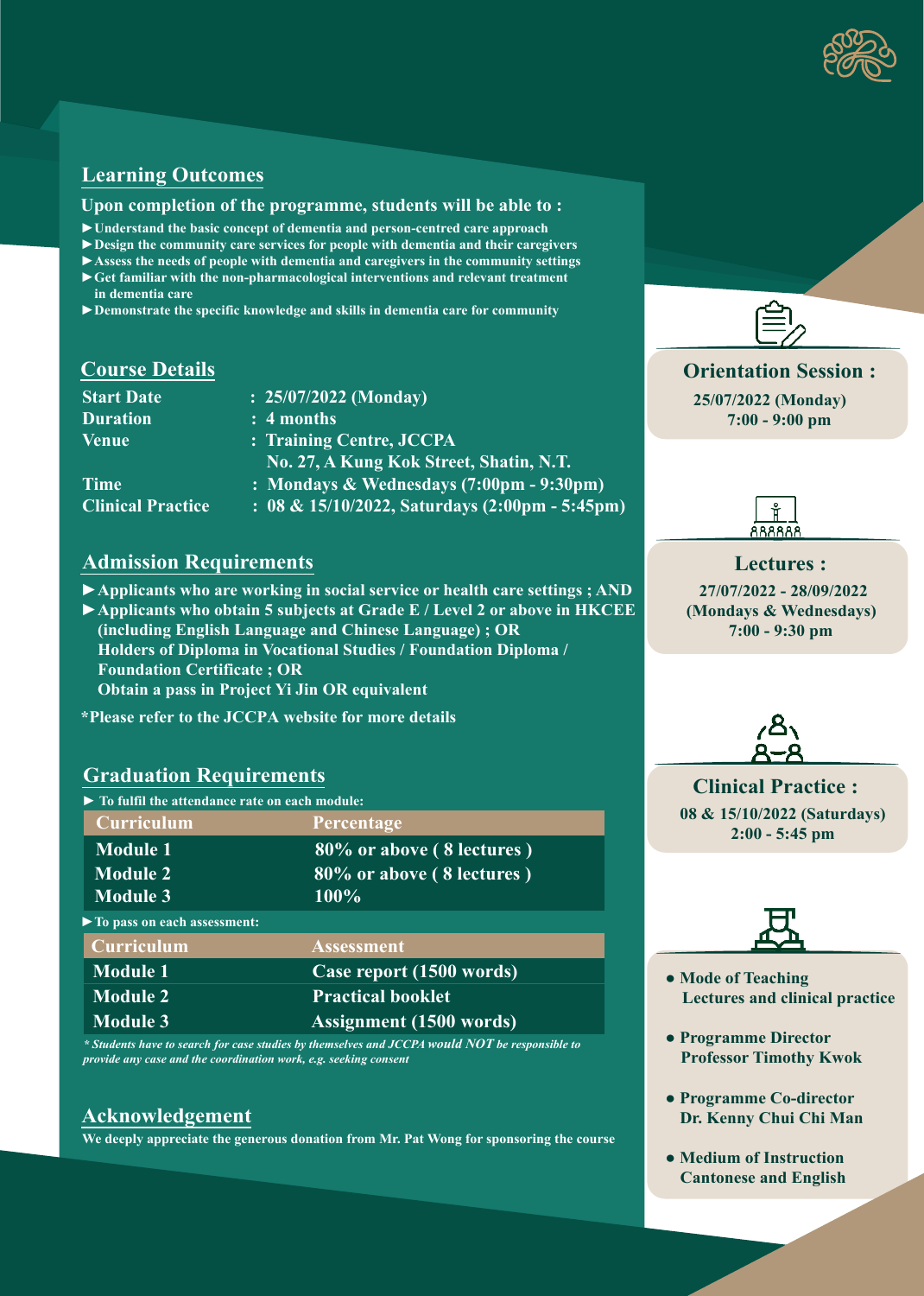## Learning Outcomes

**Upon completion of the programme, students will be able to :**

- ►Understand the basic concept of dementia and person-centred care approach
- ►Design the community care services for people with dementia and their caregivers
- ►Assess the needs of people with dementia and caregivers in the community settings
- ►Get familiar with the non-pharmacological interventions and relevant treatment in dementia care
- ►Demonstrate the specific knowledge and skills in dementia care for community

## Course Details

| | |
|---|---|
| **Start Date** | : 25/07/2022 (Monday) |
| **Duration** | : 4 months |
| **Venue** | : Training Centre, JCCPA<br>No. 27, A Kung Kok Street, Shatin, N.T. |
| **Time** | : Mondays & Wednesdays (7:00pm - 9:30pm) |
| **Clinical Practice** | : 08 & 15/10/2022, Saturdays (2:00pm - 5:45pm) |

## Admission Requirements

- ►Applicants who are working in social service or health care settings ; AND
- ►Applicants who obtain 5 subjects at Grade E / Level 2 or above in HKCEE (including English Language and Chinese Language) ; OR
  Holders of Diploma in Vocational Studies / Foundation Diploma / Foundation Certificate ; OR
  Obtain a pass in Project Yi Jin OR equivalent

*Please refer to the JCCPA website for more details

## Graduation Requirements

► To fulfil the attendance rate on each module:

| Curriculum | Percentage |
|---|---|
| Module 1 | 80% or above ( 8 lectures ) |
| Module 2 | 80% or above ( 8 lectures ) |
| Module 3 | 100% |

►To pass on each assessment:

| Curriculum | Assessment |
|---|---|
| Module 1 | Case report (1500 words) |
| Module 2 | Practical booklet |
| Module 3 | Assignment (1500 words) |

*\* Students have to search for case studies by themselves and JCCPA would NOT be responsible to provide any case and the coordination work, e.g. seeking consent*

## Acknowledgement

We deeply appreciate the generous donation from Mr. Pat Wong for sponsoring the course

**Orientation Session :**
25/07/2022 (Monday)
7:00 - 9:00 pm

**Lectures :**
27/07/2022 - 28/09/2022
(Mondays & Wednesdays)
7:00 - 9:30 pm

**Clinical Practice :**
08 & 15/10/2022 (Saturdays)
2:00 - 5:45 pm

- **Mode of Teaching**
  Lectures and clinical practice
- **Programme Director**
  Professor Timothy Kwok
- **Programme Co-director**
  Dr. Kenny Chui Chi Man
- **Medium of Instruction**
  Cantonese and English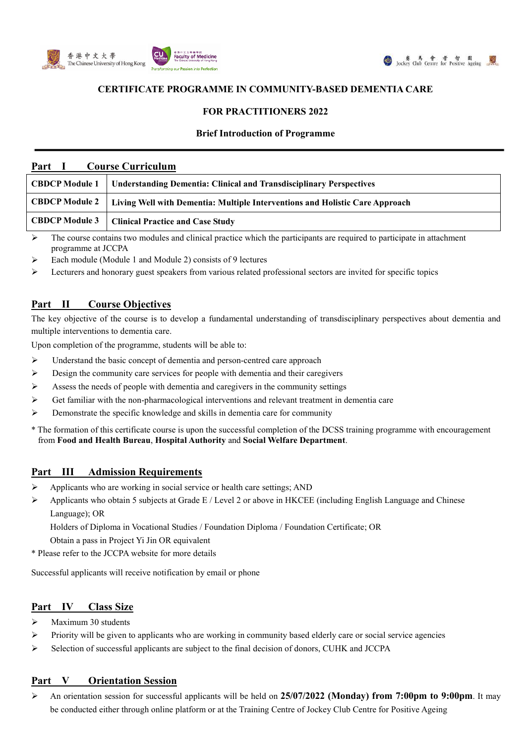**CERTIFICATE PROGRAMME IN COMMUNITY-BASED DEMENTIA CARE**

**FOR PRACTITIONERS 2022**

**Brief Introduction of Programme**

## Part I Course Curriculum

| | |
|---|---|
| **CBDCP Module 1** | **Understanding Dementia: Clinical and Transdisciplinary Perspectives** |
| **CBDCP Module 2** | **Living Well with Dementia: Multiple Interventions and Holistic Care Approach** |
| **CBDCP Module 3** | **Clinical Practice and Case Study** |

- The course contains two modules and clinical practice which the participants are required to participate in attachment programme at JCCPA
- Each module (Module 1 and Module 2) consists of 9 lectures
- Lecturers and honorary guest speakers from various related professional sectors are invited for specific topics

## Part II Course Objectives

The key objective of the course is to develop a fundamental understanding of transdisciplinary perspectives about dementia and multiple interventions to dementia care.

Upon completion of the programme, students will be able to:

- Understand the basic concept of dementia and person-centred care approach
- Design the community care services for people with dementia and their caregivers
- Assess the needs of people with dementia and caregivers in the community settings
- Get familiar with the non-pharmacological interventions and relevant treatment in dementia care
- Demonstrate the specific knowledge and skills in dementia care for community

* The formation of this certificate course is upon the successful completion of the DCSS training programme with encouragement from **Food and Health Bureau**, **Hospital Authority** and **Social Welfare Department**.

## Part III Admission Requirements

- Applicants who are working in social service or health care settings; AND
- Applicants who obtain 5 subjects at Grade E / Level 2 or above in HKCEE (including English Language and Chinese Language); OR
  Holders of Diploma in Vocational Studies / Foundation Diploma / Foundation Certificate; OR
  Obtain a pass in Project Yi Jin OR equivalent

* Please refer to the JCCPA website for more details

Successful applicants will receive notification by email or phone

## Part IV Class Size

- Maximum 30 students
- Priority will be given to applicants who are working in community based elderly care or social service agencies
- Selection of successful applicants are subject to the final decision of donors, CUHK and JCCPA

## Part V Orientation Session

- An orientation session for successful applicants will be held on **25/07/2022 (Monday) from 7:00pm to 9:00pm**. It may be conducted either through online platform or at the Training Centre of Jockey Club Centre for Positive Ageing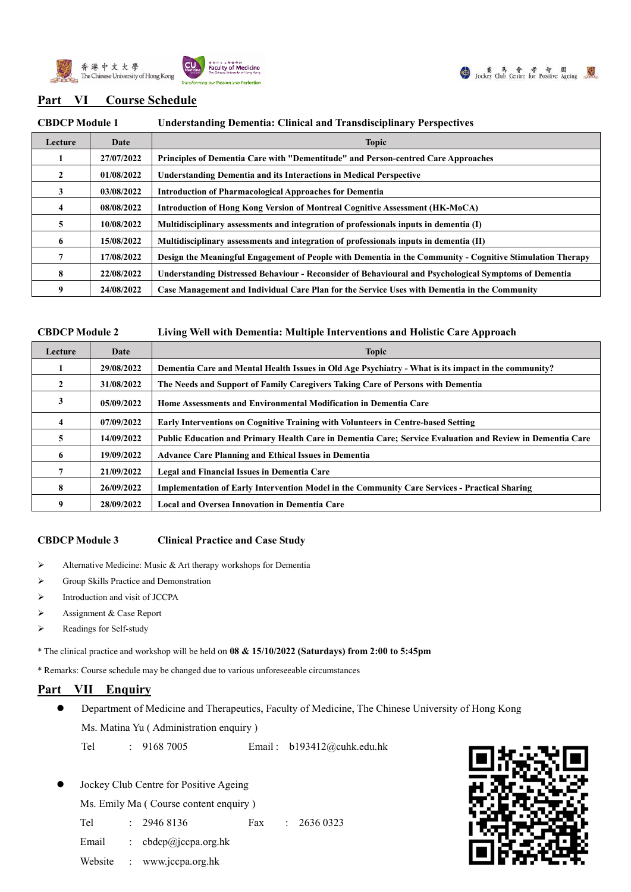## Part VI Course Schedule

**CBDCP Module 1 Understanding Dementia: Clinical and Transdisciplinary Perspectives**

| Lecture | Date | Topic |
|---|---|---|
| 1 | 27/07/2022 | Principles of Dementia Care with "Dementitude" and Person-centred Care Approaches |
| 2 | 01/08/2022 | Understanding Dementia and its Interactions in Medical Perspective |
| 3 | 03/08/2022 | Introduction of Pharmacological Approaches for Dementia |
| 4 | 08/08/2022 | Introduction of Hong Kong Version of Montreal Cognitive Assessment (HK-MoCA) |
| 5 | 10/08/2022 | Multidisciplinary assessments and integration of professionals inputs in dementia (I) |
| 6 | 15/08/2022 | Multidisciplinary assessments and integration of professionals inputs in dementia (II) |
| 7 | 17/08/2022 | Design the Meaningful Engagement of People with Dementia in the Community - Cognitive Stimulation Therapy |
| 8 | 22/08/2022 | Understanding Distressed Behaviour - Reconsider of Behavioural and Psychological Symptoms of Dementia |
| 9 | 24/08/2022 | Case Management and Individual Care Plan for the Service Uses with Dementia in the Community |

**CBDCP Module 2 Living Well with Dementia: Multiple Interventions and Holistic Care Approach**

| Lecture | Date | Topic |
|---|---|---|
| 1 | 29/08/2022 | Dementia Care and Mental Health Issues in Old Age Psychiatry - What is its impact in the community? |
| 2 | 31/08/2022 | The Needs and Support of Family Caregivers Taking Care of Persons with Dementia |
| 3 | 05/09/2022 | Home Assessments and Environmental Modification in Dementia Care |
| 4 | 07/09/2022 | Early Interventions on Cognitive Training with Volunteers in Centre-based Setting |
| 5 | 14/09/2022 | Public Education and Primary Health Care in Dementia Care; Service Evaluation and Review in Dementia Care |
| 6 | 19/09/2022 | Advance Care Planning and Ethical Issues in Dementia |
| 7 | 21/09/2022 | Legal and Financial Issues in Dementia Care |
| 8 | 26/09/2022 | Implementation of Early Intervention Model in the Community Care Services - Practical Sharing |
| 9 | 28/09/2022 | Local and Oversea Innovation in Dementia Care |

**CBDCP Module 3 Clinical Practice and Case Study**

- Alternative Medicine: Music & Art therapy workshops for Dementia
- Group Skills Practice and Demonstration
- Introduction and visit of JCCPA
- Assignment & Case Report
- Readings for Self-study

\* The clinical practice and workshop will be held on **08 & 15/10/2022 (Saturdays) from 2:00 to 5:45pm**

\* Remarks: Course schedule may be changed due to various unforeseeable circumstances

## Part VII Enquiry

- Department of Medicine and Therapeutics, Faculty of Medicine, The Chinese University of Hong Kong

  Ms. Matina Yu ( Administration enquiry )

  Tel : 9168 7005 Email : b193412@cuhk.edu.hk

- Jockey Club Centre for Positive Ageing

  Ms. Emily Ma ( Course content enquiry )

  Tel : 2946 8136 Fax : 2636 0323

  Email : cbdcp@jccpa.org.hk

  Website : www.jccpa.org.hk